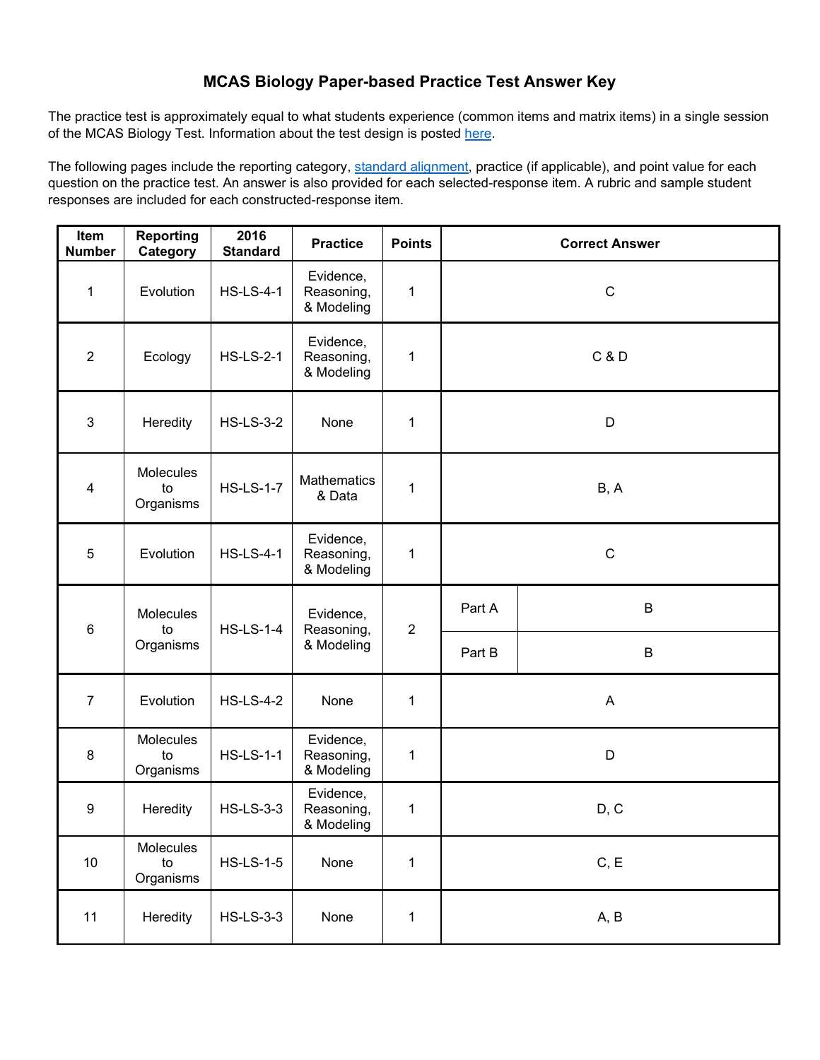# MCAS Biology Paper-based Practice Test Answer Key

The practice test is approximately equal to what students experience (common items and matrix items) in a single session of the MCAS Biology Test. Information about the test design is posted here.

The following pages include the reporting category, standard alignment, practice (if applicable), and point value for each question on the practice test. An answer is also provided for each selected-response item. A rubric and sample student responses are included for each constructed-response item.

| Item Number | Reporting Category | 2016 Standard | Practice | Points | Correct Answer | |
|---|---|---|---|---|---|---|
| 1 | Evolution | HS-LS-4-1 | Evidence, Reasoning, & Modeling | 1 | C | |
| 2 | Ecology | HS-LS-2-1 | Evidence, Reasoning, & Modeling | 1 | C & D | |
| 3 | Heredity | HS-LS-3-2 | None | 1 | D | |
| 4 | Molecules to Organisms | HS-LS-1-7 | Mathematics & Data | 1 | B, A | |
| 5 | Evolution | HS-LS-4-1 | Evidence, Reasoning, & Modeling | 1 | C | |
| 6 | Molecules to Organisms | HS-LS-1-4 | Evidence, Reasoning, & Modeling | 2 | Part A | B |
| | | | | | Part B | B |
| 7 | Evolution | HS-LS-4-2 | None | 1 | A | |
| 8 | Molecules to Organisms | HS-LS-1-1 | Evidence, Reasoning, & Modeling | 1 | D | |
| 9 | Heredity | HS-LS-3-3 | Evidence, Reasoning, & Modeling | 1 | D, C | |
| 10 | Molecules to Organisms | HS-LS-1-5 | None | 1 | C, E | |
| 11 | Heredity | HS-LS-3-3 | None | 1 | A, B | |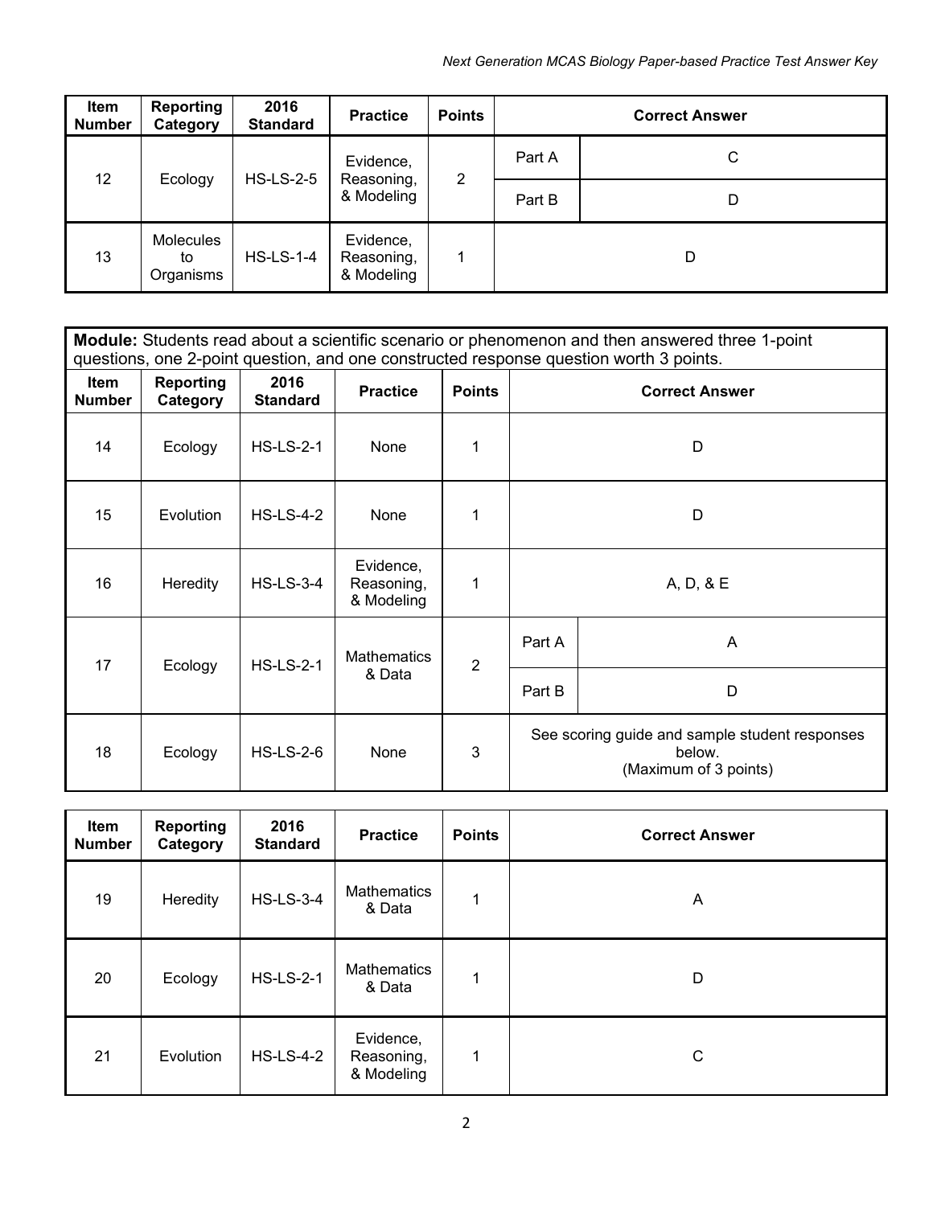| Item Number | Reporting Category | 2016 Standard | Practice | Points | Correct Answer | |
|---|---|---|---|---|---|---|
| 12 | Ecology | HS-LS-2-5 | Evidence, Reasoning, & Modeling | 2 | Part A | C |
| | | | | | Part B | D |
| 13 | Molecules to Organisms | HS-LS-1-4 | Evidence, Reasoning, & Modeling | 1 | D | |

**Module:** Students read about a scientific scenario or phenomenon and then answered three 1-point questions, one 2-point question, and one constructed response question worth 3 points.

| Item Number | Reporting Category | 2016 Standard | Practice | Points | Correct Answer | |
|---|---|---|---|---|---|---|
| 14 | Ecology | HS-LS-2-1 | None | 1 | D | |
| 15 | Evolution | HS-LS-4-2 | None | 1 | D | |
| 16 | Heredity | HS-LS-3-4 | Evidence, Reasoning, & Modeling | 1 | A, D, & E | |
| 17 | Ecology | HS-LS-2-1 | Mathematics & Data | 2 | Part A | A |
| | | | | | Part B | D |
| 18 | Ecology | HS-LS-2-6 | None | 3 | See scoring guide and sample student responses below. (Maximum of 3 points) | |

| Item Number | Reporting Category | 2016 Standard | Practice | Points | Correct Answer |
|---|---|---|---|---|---|
| 19 | Heredity | HS-LS-3-4 | Mathematics & Data | 1 | A |
| 20 | Ecology | HS-LS-2-1 | Mathematics & Data | 1 | D |
| 21 | Evolution | HS-LS-4-2 | Evidence, Reasoning, & Modeling | 1 | C |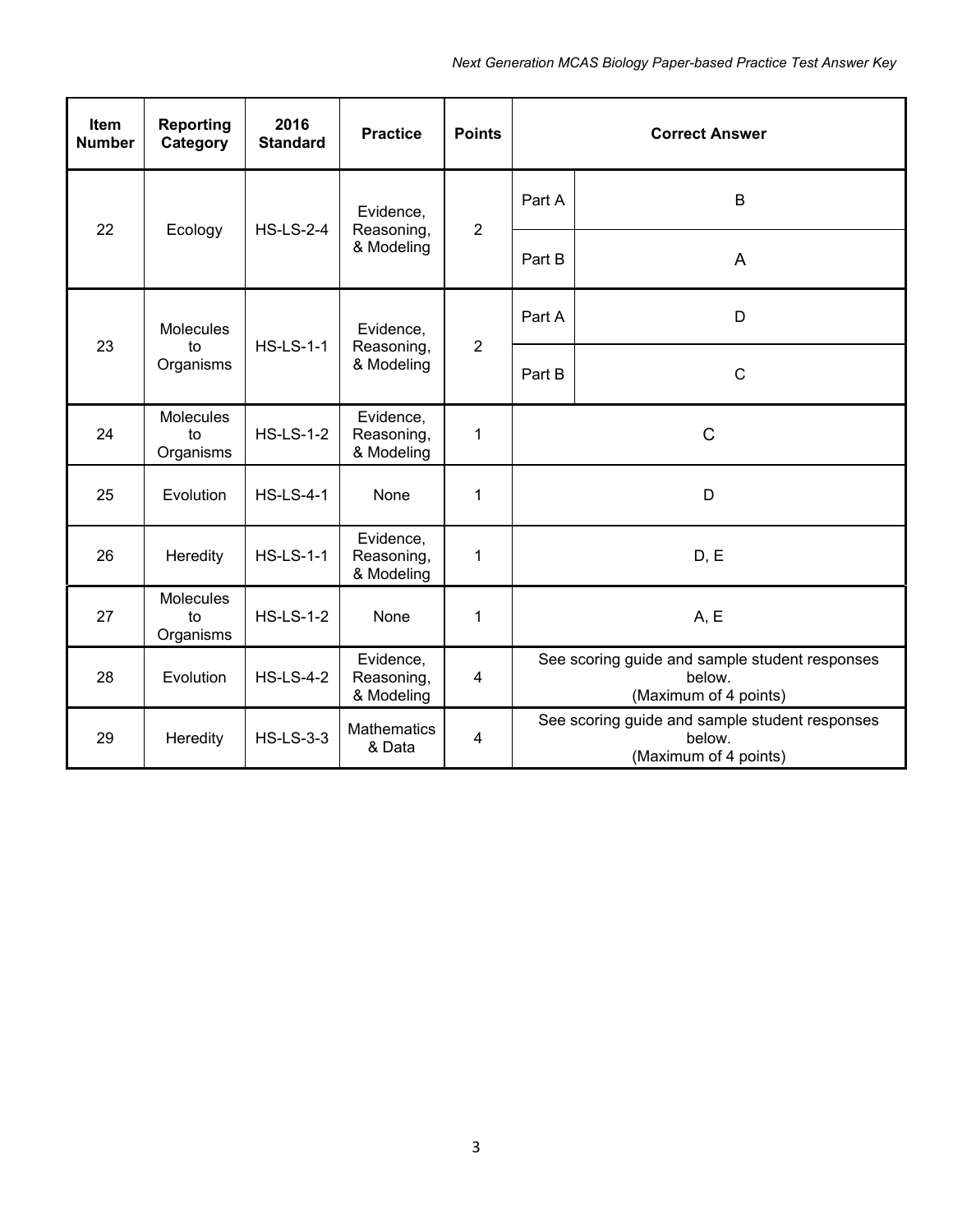| Item Number | Reporting Category | 2016 Standard | Practice | Points | Correct Answer | |
|---|---|---|---|---|---|---|
| 22 | Ecology | HS-LS-2-4 | Evidence, Reasoning, & Modeling | 2 | Part A | B |
| | | | | | Part B | A |
| 23 | Molecules to Organisms | HS-LS-1-1 | Evidence, Reasoning, & Modeling | 2 | Part A | D |
| | | | | | Part B | C |
| 24 | Molecules to Organisms | HS-LS-1-2 | Evidence, Reasoning, & Modeling | 1 | C | |
| 25 | Evolution | HS-LS-4-1 | None | 1 | D | |
| 26 | Heredity | HS-LS-1-1 | Evidence, Reasoning, & Modeling | 1 | D, E | |
| 27 | Molecules to Organisms | HS-LS-1-2 | None | 1 | A, E | |
| 28 | Evolution | HS-LS-4-2 | Evidence, Reasoning, & Modeling | 4 | See scoring guide and sample student responses below. (Maximum of 4 points) | |
| 29 | Heredity | HS-LS-3-3 | Mathematics & Data | 4 | See scoring guide and sample student responses below. (Maximum of 4 points) | |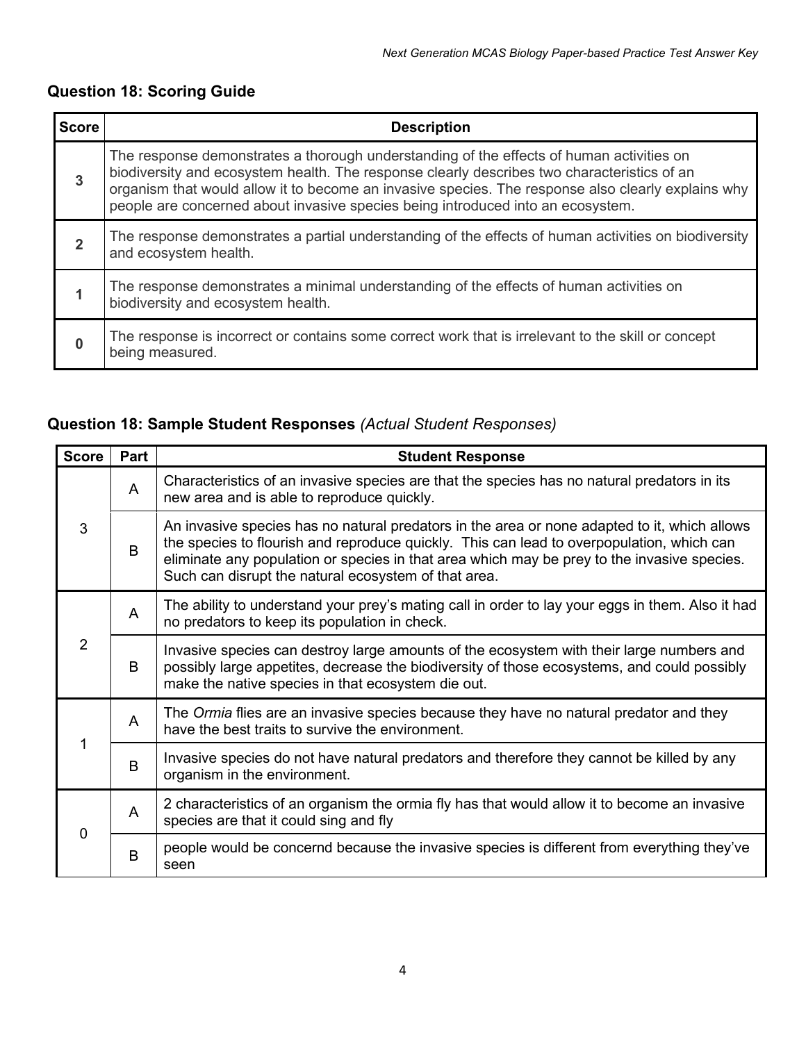### Question 18: Scoring Guide

| Score | Description |
|---|---|
| **3** | The response demonstrates a thorough understanding of the effects of human activities on biodiversity and ecosystem health. The response clearly describes two characteristics of an organism that would allow it to become an invasive species. The response also clearly explains why people are concerned about invasive species being introduced into an ecosystem. |
| **2** | The response demonstrates a partial understanding of the effects of human activities on biodiversity and ecosystem health. |
| **1** | The response demonstrates a minimal understanding of the effects of human activities on biodiversity and ecosystem health. |
| **0** | The response is incorrect or contains some correct work that is irrelevant to the skill or concept being measured. |

### Question 18: Sample Student Responses *(Actual Student Responses)*

| Score | Part | Student Response |
|---|---|---|
| 3 | A | Characteristics of an invasive species are that the species has no natural predators in its new area and is able to reproduce quickly. |
| | B | An invasive species has no natural predators in the area or none adapted to it, which allows the species to flourish and reproduce quickly. This can lead to overpopulation, which can eliminate any population or species in that area which may be prey to the invasive species. Such can disrupt the natural ecosystem of that area. |
| 2 | A | The ability to understand your prey's mating call in order to lay your eggs in them. Also it had no predators to keep its population in check. |
| | B | Invasive species can destroy large amounts of the ecosystem with their large numbers and possibly large appetites, decrease the biodiversity of those ecosystems, and could possibly make the native species in that ecosystem die out. |
| 1 | A | The *Ormia* flies are an invasive species because they have no natural predator and they have the best traits to survive the environment. |
| | B | Invasive species do not have natural predators and therefore they cannot be killed by any organism in the environment. |
| 0 | A | 2 characteristics of an organism the ormia fly has that would allow it to become an invasive species are that it could sing and fly |
| | B | people would be concernd because the invasive species is different from everything they've seen |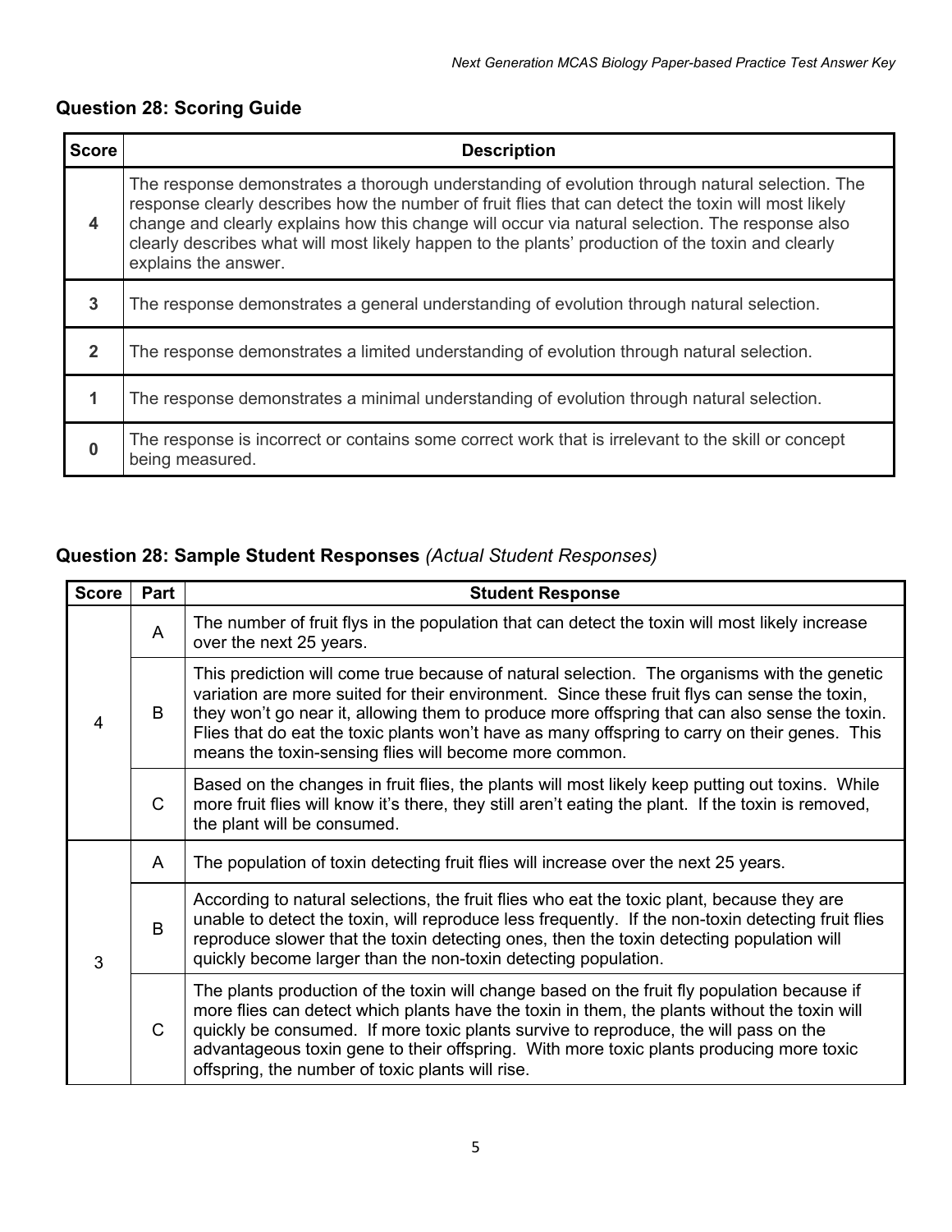## Question 28: Scoring Guide

| Score | Description |
| --- | --- |
| 4 | The response demonstrates a thorough understanding of evolution through natural selection. The response clearly describes how the number of fruit flies that can detect the toxin will most likely change and clearly explains how this change will occur via natural selection. The response also clearly describes what will most likely happen to the plants' production of the toxin and clearly explains the answer. |
| 3 | The response demonstrates a general understanding of evolution through natural selection. |
| 2 | The response demonstrates a limited understanding of evolution through natural selection. |
| 1 | The response demonstrates a minimal understanding of evolution through natural selection. |
| 0 | The response is incorrect or contains some correct work that is irrelevant to the skill or concept being measured. |

## Question 28: Sample Student Responses *(Actual Student Responses)*

| Score | Part | Student Response |
| --- | --- | --- |
| 4 | A | The number of fruit flys in the population that can detect the toxin will most likely increase over the next 25 years. |
| | B | This prediction will come true because of natural selection. The organisms with the genetic variation are more suited for their environment. Since these fruit flys can sense the toxin, they won't go near it, allowing them to produce more offspring that can also sense the toxin. Flies that do eat the toxic plants won't have as many offspring to carry on their genes. This means the toxin-sensing flies will become more common. |
| | C | Based on the changes in fruit flies, the plants will most likely keep putting out toxins. While more fruit flies will know it's there, they still aren't eating the plant. If the toxin is removed, the plant will be consumed. |
| 3 | A | The population of toxin detecting fruit flies will increase over the next 25 years. |
| | B | According to natural selections, the fruit flies who eat the toxic plant, because they are unable to detect the toxin, will reproduce less frequently. If the non-toxin detecting fruit flies reproduce slower that the toxin detecting ones, then the toxin detecting population will quickly become larger than the non-toxin detecting population. |
| | C | The plants production of the toxin will change based on the fruit fly population because if more flies can detect which plants have the toxin in them, the plants without the toxin will quickly be consumed. If more toxic plants survive to reproduce, the will pass on the advantageous toxin gene to their offspring. With more toxic plants producing more toxic offspring, the number of toxic plants will rise. |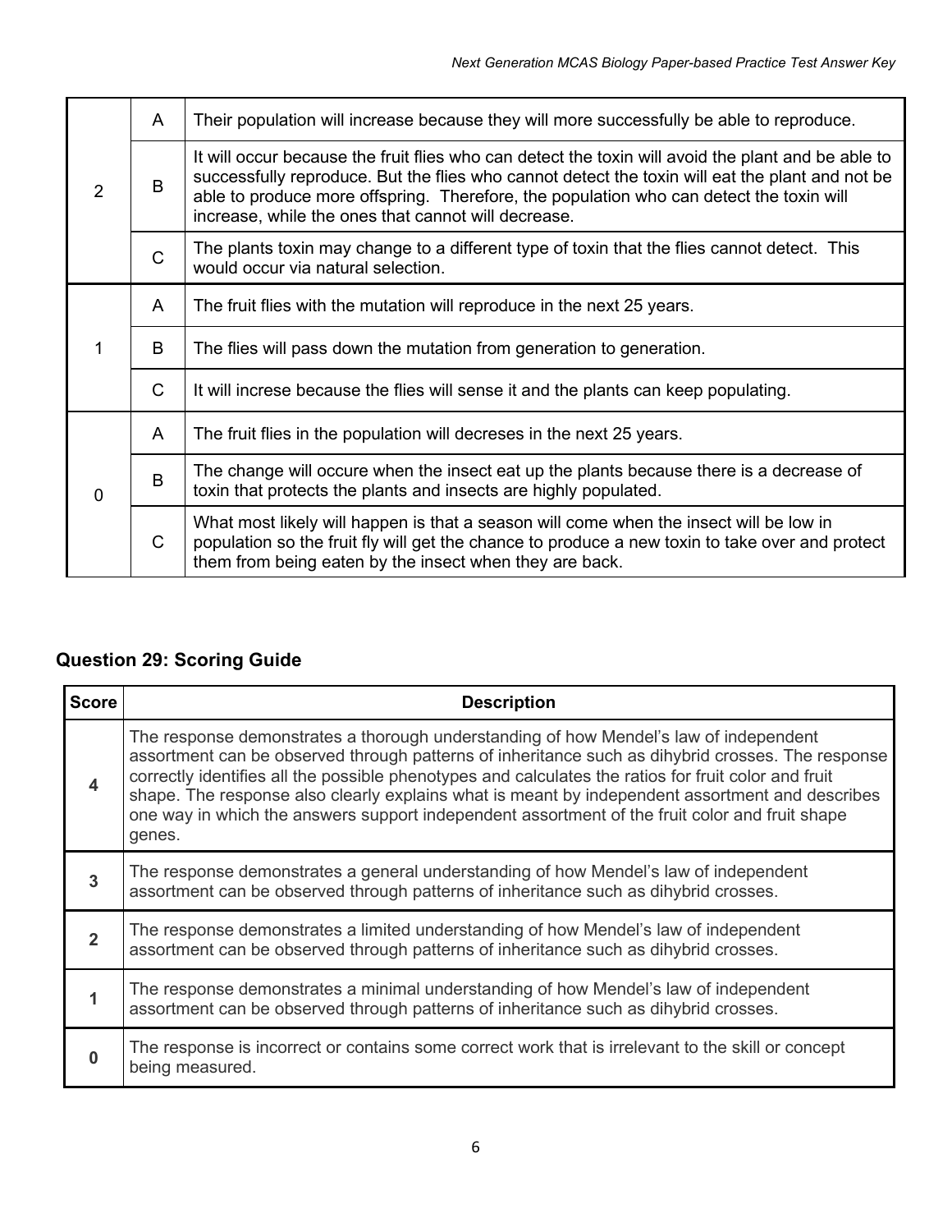| | | |
|---|---|---|
| 2 | A | Their population will increase because they will more successfully be able to reproduce. |
| | B | It will occur because the fruit flies who can detect the toxin will avoid the plant and be able to successfully reproduce. But the flies who cannot detect the toxin will eat the plant and not be able to produce more offspring. Therefore, the population who can detect the toxin will increase, while the ones that cannot will decrease. |
| | C | The plants toxin may change to a different type of toxin that the flies cannot detect. This would occur via natural selection. |
| 1 | A | The fruit flies with the mutation will reproduce in the next 25 years. |
| | B | The flies will pass down the mutation from generation to generation. |
| | C | It will increse because the flies will sense it and the plants can keep populating. |
| 0 | A | The fruit flies in the population will decreses in the next 25 years. |
| | B | The change will occure when the insect eat up the plants because there is a decrease of toxin that protects the plants and insects are highly populated. |
| | C | What most likely will happen is that a season will come when the insect will be low in population so the fruit fly will get the chance to produce a new toxin to take over and protect them from being eaten by the insect when they are back. |

## Question 29: Scoring Guide

| Score | Description |
|---|---|
| **4** | The response demonstrates a thorough understanding of how Mendel's law of independent assortment can be observed through patterns of inheritance such as dihybrid crosses. The response correctly identifies all the possible phenotypes and calculates the ratios for fruit color and fruit shape. The response also clearly explains what is meant by independent assortment and describes one way in which the answers support independent assortment of the fruit color and fruit shape genes. |
| **3** | The response demonstrates a general understanding of how Mendel's law of independent assortment can be observed through patterns of inheritance such as dihybrid crosses. |
| **2** | The response demonstrates a limited understanding of how Mendel's law of independent assortment can be observed through patterns of inheritance such as dihybrid crosses. |
| **1** | The response demonstrates a minimal understanding of how Mendel's law of independent assortment can be observed through patterns of inheritance such as dihybrid crosses. |
| **0** | The response is incorrect or contains some correct work that is irrelevant to the skill or concept being measured. |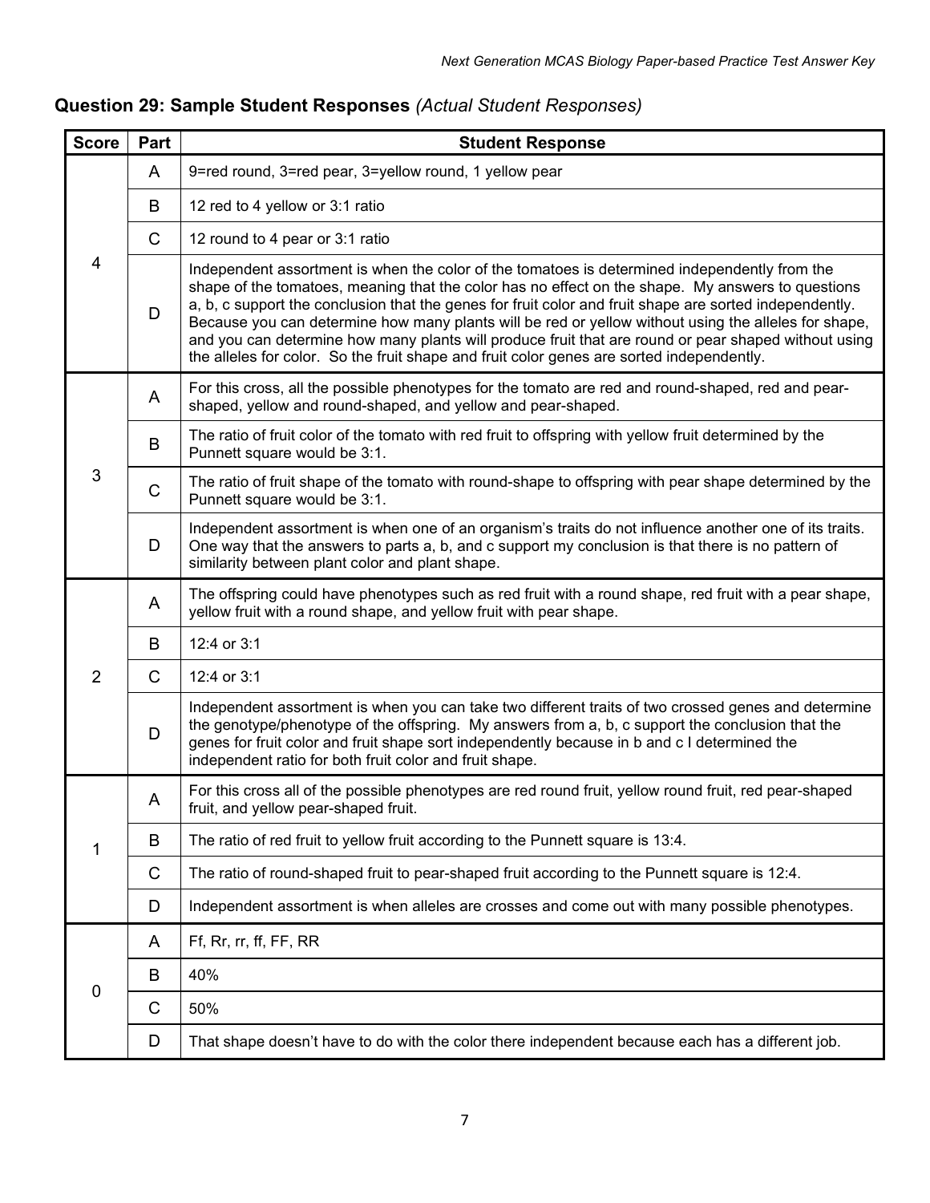**Question 29: Sample Student Responses** *(Actual Student Responses)*

| Score | Part | Student Response |
|---|---|---|
| 4 | A | 9=red round, 3=red pear, 3=yellow round, 1 yellow pear |
| | B | 12 red to 4 yellow or 3:1 ratio |
| | C | 12 round to 4 pear or 3:1 ratio |
| | D | Independent assortment is when the color of the tomatoes is determined independently from the shape of the tomatoes, meaning that the color has no effect on the shape. My answers to questions a, b, c support the conclusion that the genes for fruit color and fruit shape are sorted independently. Because you can determine how many plants will be red or yellow without using the alleles for shape, and you can determine how many plants will produce fruit that are round or pear shaped without using the alleles for color. So the fruit shape and fruit color genes are sorted independently. |
| 3 | A | For this cross, all the possible phenotypes for the tomato are red and round-shaped, red and pear-shaped, yellow and round-shaped, and yellow and pear-shaped. |
| | B | The ratio of fruit color of the tomato with red fruit to offspring with yellow fruit determined by the Punnett square would be 3:1. |
| | C | The ratio of fruit shape of the tomato with round-shape to offspring with pear shape determined by the Punnett square would be 3:1. |
| | D | Independent assortment is when one of an organism's traits do not influence another one of its traits. One way that the answers to parts a, b, and c support my conclusion is that there is no pattern of similarity between plant color and plant shape. |
| 2 | A | The offspring could have phenotypes such as red fruit with a round shape, red fruit with a pear shape, yellow fruit with a round shape, and yellow fruit with pear shape. |
| | B | 12:4 or 3:1 |
| | C | 12:4 or 3:1 |
| | D | Independent assortment is when you can take two different traits of two crossed genes and determine the genotype/phenotype of the offspring. My answers from a, b, c support the conclusion that the genes for fruit color and fruit shape sort independently because in b and c I determined the independent ratio for both fruit color and fruit shape. |
| 1 | A | For this cross all of the possible phenotypes are red round fruit, yellow round fruit, red pear-shaped fruit, and yellow pear-shaped fruit. |
| | B | The ratio of red fruit to yellow fruit according to the Punnett square is 13:4. |
| | C | The ratio of round-shaped fruit to pear-shaped fruit according to the Punnett square is 12:4. |
| | D | Independent assortment is when alleles are crosses and come out with many possible phenotypes. |
| 0 | A | Ff, Rr, rr, ff, FF, RR |
| | B | 40% |
| | C | 50% |
| | D | That shape doesn't have to do with the color there independent because each has a different job. |